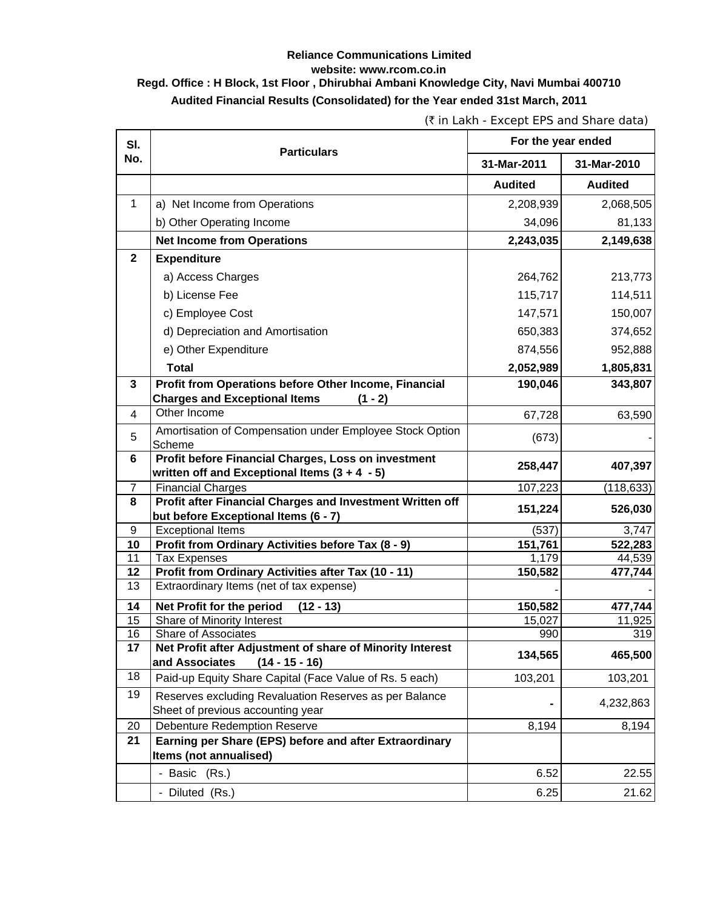**Reliance Communications Limited**

**website: www.rcom.co.in**

**Regd. Office : H Block, 1st Floor , Dhirubhai Ambani Knowledge City, Navi Mumbai 400710**

**Audited Financial Results (Consolidated) for the Year ended 31st March, 2011**

(₹ in Lakh - Except EPS and Share data)

| Sl. No. | Particulars | For the year ended | |
|---|---|---|---|
| | | 31-Mar-2011 | 31-Mar-2010 |
| | | **Audited** | **Audited** |
| 1 | a) Net Income from Operations | 2,208,939 | 2,068,505 |
| | b) Other Operating Income | 34,096 | 81,133 |
| | **Net Income from Operations** | **2,243,035** | **2,149,638** |
| **2** | **Expenditure** | | |
| | a) Access Charges | 264,762 | 213,773 |
| | b) License Fee | 115,717 | 114,511 |
| | c) Employee Cost | 147,571 | 150,007 |
| | d) Depreciation and Amortisation | 650,383 | 374,652 |
| | e) Other Expenditure | 874,556 | 952,888 |
| | **Total** | **2,052,989** | **1,805,831** |
| **3** | **Profit from Operations before Other Income, Financial Charges and Exceptional Items (1 - 2)** | **190,046** | **343,807** |
| 4 | Other Income | 67,728 | 63,590 |
| 5 | Amortisation of Compensation under Employee Stock Option Scheme | (673) | - |
| **6** | **Profit before Financial Charges, Loss on investment written off and Exceptional Items (3 + 4 - 5)** | **258,447** | **407,397** |
| 7 | Financial Charges | 107,223 | (118,633) |
| **8** | **Profit after Financial Charges and Investment Written off but before Exceptional Items (6 - 7)** | **151,224** | **526,030** |
| 9 | Exceptional Items | (537) | 3,747 |
| **10** | **Profit from Ordinary Activities before Tax (8 - 9)** | **151,761** | **522,283** |
| 11 | Tax Expenses | 1,179 | 44,539 |
| **12** | **Profit from Ordinary Activities after Tax (10 - 11)** | **150,582** | **477,744** |
| 13 | Extraordinary Items (net of tax expense) | - | - |
| **14** | **Net Profit for the period (12 - 13)** | **150,582** | **477,744** |
| 15 | Share of Minority Interest | 15,027 | 11,925 |
| 16 | Share of Associates | 990 | 319 |
| **17** | **Net Profit after Adjustment of share of Minority Interest and Associates (14 - 15 - 16)** | **134,565** | **465,500** |
| 18 | Paid-up Equity Share Capital (Face Value of Rs. 5 each) | 103,201 | 103,201 |
| 19 | Reserves excluding Revaluation Reserves as per Balance Sheet of previous accounting year | **-** | 4,232,863 |
| 20 | Debenture Redemption Reserve | 8,194 | 8,194 |
| **21** | **Earning per Share (EPS) before and after Extraordinary Items (not annualised)** | | |
| | - Basic (Rs.) | 6.52 | 22.55 |
| | - Diluted (Rs.) | 6.25 | 21.62 |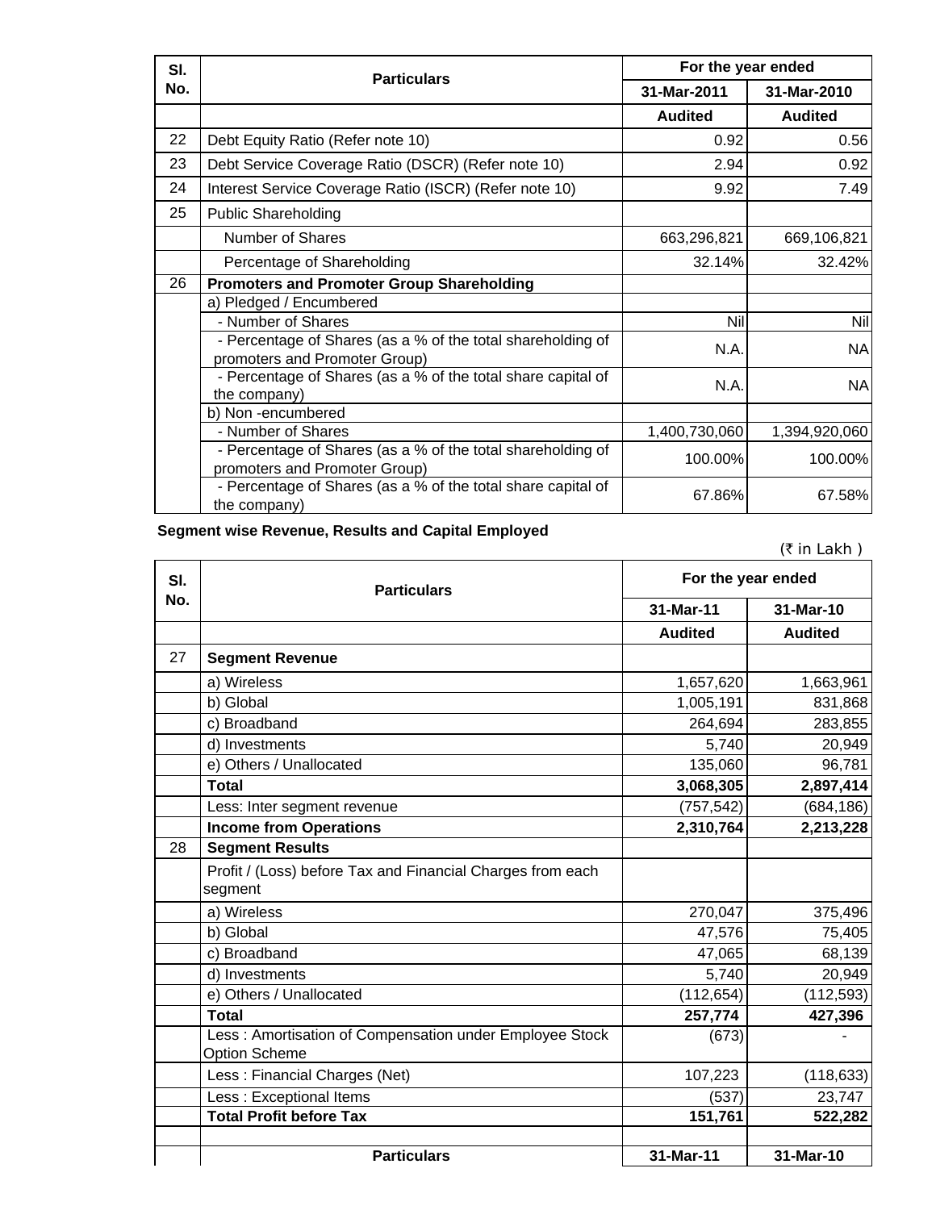| Sl. No. | Particulars | For the year ended | |
|---|---|---|---|
| | | 31-Mar-2011 | 31-Mar-2010 |
| | | Audited | Audited |
| 22 | Debt Equity Ratio (Refer note 10) | 0.92 | 0.56 |
| 23 | Debt Service Coverage Ratio (DSCR) (Refer note 10) | 2.94 | 0.92 |
| 24 | Interest Service Coverage Ratio (ISCR) (Refer note 10) | 9.92 | 7.49 |
| 25 | Public Shareholding | | |
| | Number of Shares | 663,296,821 | 669,106,821 |
| | Percentage of Shareholding | 32.14% | 32.42% |
| 26 | **Promoters and Promoter Group Shareholding** | | |
| | a) Pledged / Encumbered | | |
| | - Number of Shares | Nil | Nil |
| | - Percentage of Shares (as a % of the total shareholding of promoters and Promoter Group) | N.A. | NA |
| | - Percentage of Shares (as a % of the total share capital of the company) | N.A. | NA |
| | b) Non -encumbered | | |
| | - Number of Shares | 1,400,730,060 | 1,394,920,060 |
| | - Percentage of Shares (as a % of the total shareholding of promoters and Promoter Group) | 100.00% | 100.00% |
| | - Percentage of Shares (as a % of the total share capital of the company) | 67.86% | 67.58% |

**Segment wise Revenue, Results and Capital Employed**

(₹ in Lakh )

| Sl. No. | Particulars | For the year ended | |
|---|---|---|---|
| | | 31-Mar-11 | 31-Mar-10 |
| | | Audited | Audited |
| 27 | **Segment Revenue** | | |
| | a) Wireless | 1,657,620 | 1,663,961 |
| | b) Global | 1,005,191 | 831,868 |
| | c) Broadband | 264,694 | 283,855 |
| | d) Investments | 5,740 | 20,949 |
| | e) Others / Unallocated | 135,060 | 96,781 |
| | **Total** | **3,068,305** | **2,897,414** |
| | Less: Inter segment revenue | (757,542) | (684,186) |
| | **Income from Operations** | **2,310,764** | **2,213,228** |
| 28 | **Segment Results** | | |
| | Profit / (Loss) before Tax and Financial Charges from each segment | | |
| | a) Wireless | 270,047 | 375,496 |
| | b) Global | 47,576 | 75,405 |
| | c) Broadband | 47,065 | 68,139 |
| | d) Investments | 5,740 | 20,949 |
| | e) Others / Unallocated | (112,654) | (112,593) |
| | **Total** | **257,774** | **427,396** |
| | Less : Amortisation of Compensation under Employee Stock Option Scheme | (673) | - |
| | Less : Financial Charges (Net) | 107,223 | (118,633) |
| | Less : Exceptional Items | (537) | 23,747 |
| | **Total Profit before Tax** | **151,761** | **522,282** |
| | | | |
| | **Particulars** | **31-Mar-11** | **31-Mar-10** |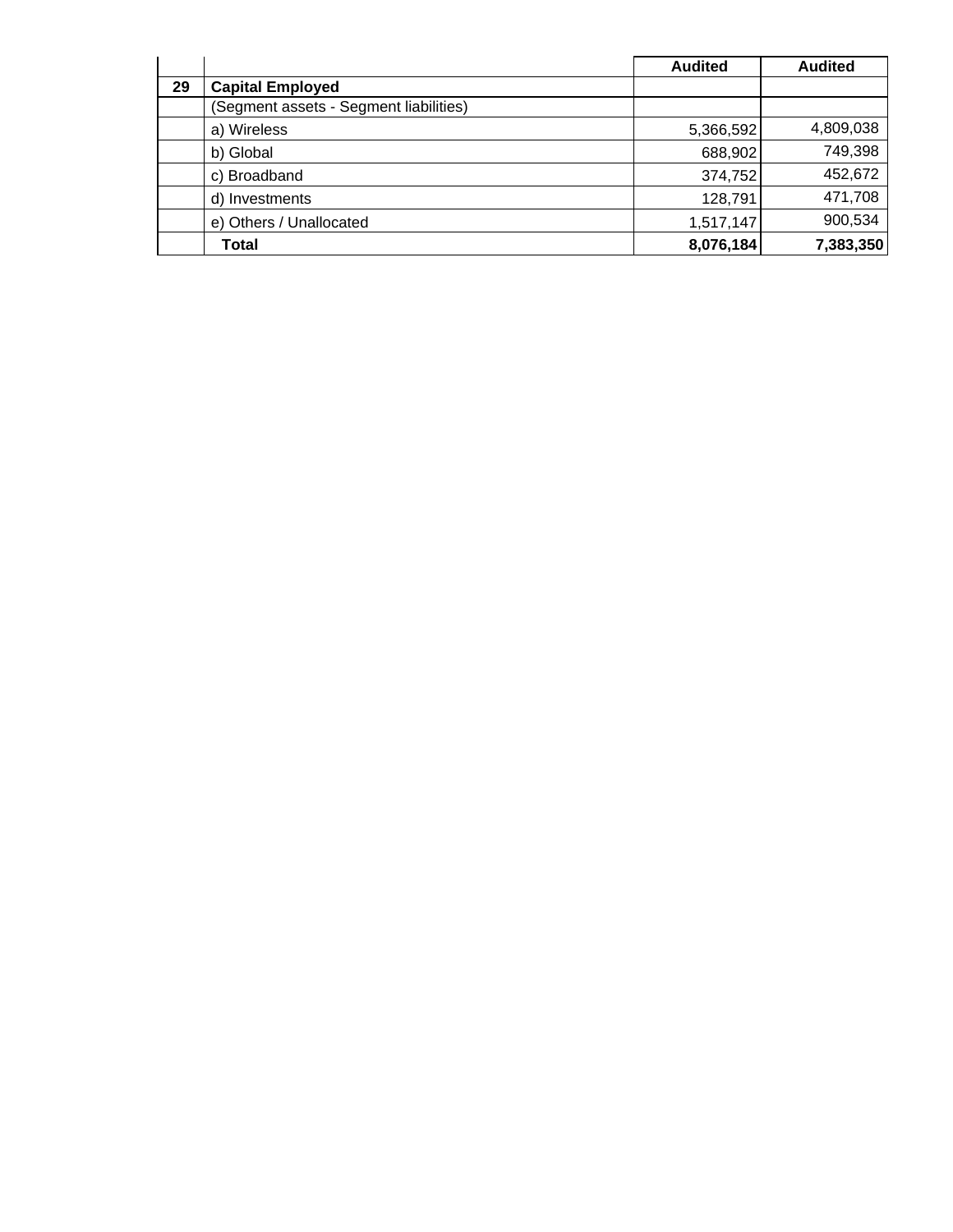| | | Audited | Audited |
|---|---|---|---|
| 29 | **Capital Employed** | | |
| | (Segment assets - Segment liabilities) | | |
| | a) Wireless | 5,366,592 | 4,809,038 |
| | b) Global | 688,902 | 749,398 |
| | c) Broadband | 374,752 | 452,672 |
| | d) Investments | 128,791 | 471,708 |
| | e) Others / Unallocated | 1,517,147 | 900,534 |
| | **Total** | **8,076,184** | **7,383,350** |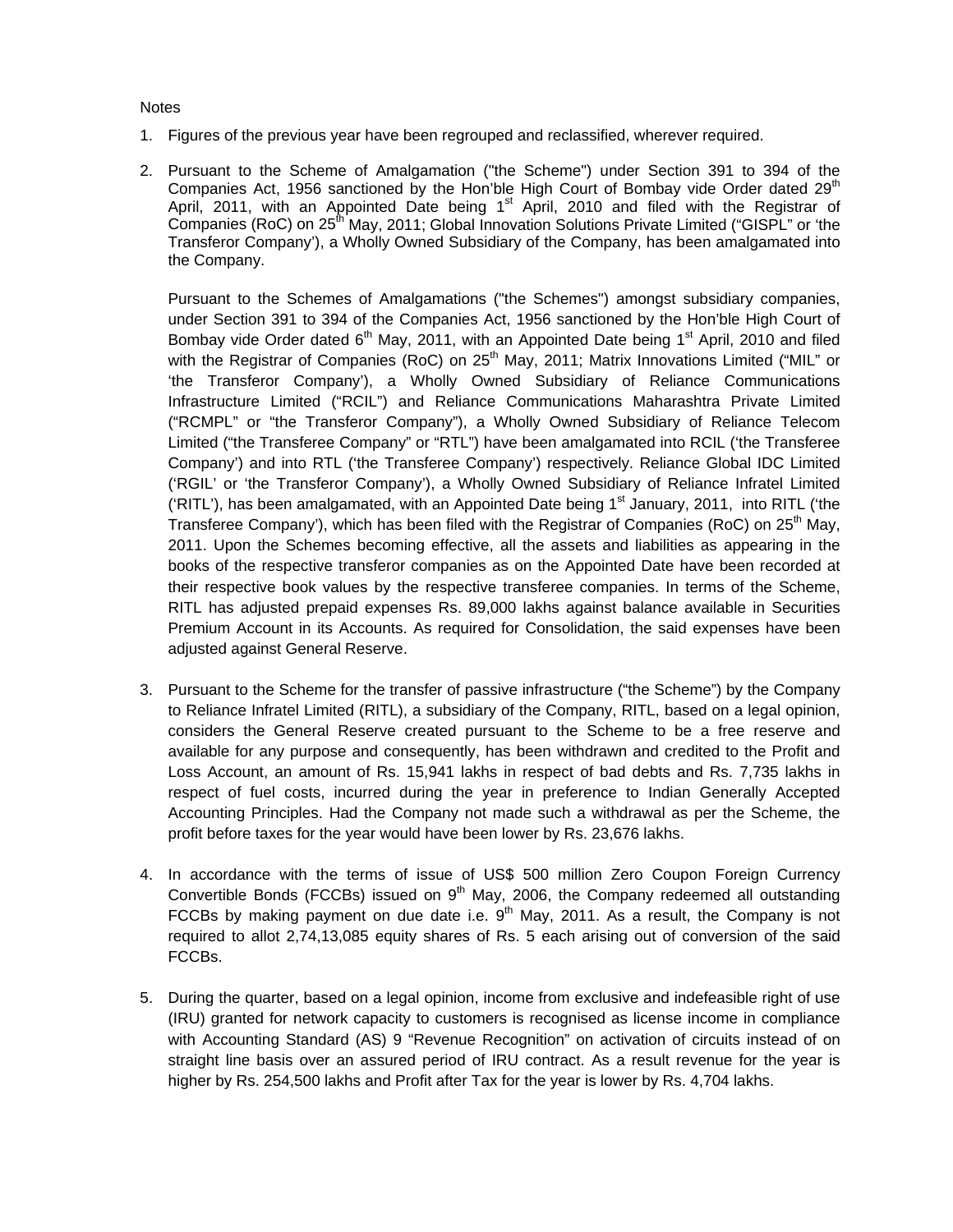Notes

1. Figures of the previous year have been regrouped and reclassified, wherever required.

2. Pursuant to the Scheme of Amalgamation ("the Scheme") under Section 391 to 394 of the Companies Act, 1956 sanctioned by the Hon'ble High Court of Bombay vide Order dated 29th April, 2011, with an Appointed Date being 1st April, 2010 and filed with the Registrar of Companies (RoC) on 25th May, 2011; Global Innovation Solutions Private Limited ("GISPL" or 'the Transferor Company'), a Wholly Owned Subsidiary of the Company, has been amalgamated into the Company.

   Pursuant to the Schemes of Amalgamations ("the Schemes") amongst subsidiary companies, under Section 391 to 394 of the Companies Act, 1956 sanctioned by the Hon'ble High Court of Bombay vide Order dated 6th May, 2011, with an Appointed Date being 1st April, 2010 and filed with the Registrar of Companies (RoC) on 25th May, 2011; Matrix Innovations Limited ("MIL" or 'the Transferor Company'), a Wholly Owned Subsidiary of Reliance Communications Infrastructure Limited ("RCIL") and Reliance Communications Maharashtra Private Limited ("RCMPL" or "the Transferor Company"), a Wholly Owned Subsidiary of Reliance Telecom Limited ("the Transferee Company" or "RTL") have been amalgamated into RCIL ('the Transferee Company') and into RTL ('the Transferee Company') respectively. Reliance Global IDC Limited ('RGIL' or 'the Transferor Company'), a Wholly Owned Subsidiary of Reliance Infratel Limited ('RITL'), has been amalgamated, with an Appointed Date being 1st January, 2011, into RITL ('the Transferee Company'), which has been filed with the Registrar of Companies (RoC) on 25th May, 2011. Upon the Schemes becoming effective, all the assets and liabilities as appearing in the books of the respective transferor companies as on the Appointed Date have been recorded at their respective book values by the respective transferee companies. In terms of the Scheme, RITL has adjusted prepaid expenses Rs. 89,000 lakhs against balance available in Securities Premium Account in its Accounts. As required for Consolidation, the said expenses have been adjusted against General Reserve.

3. Pursuant to the Scheme for the transfer of passive infrastructure ("the Scheme") by the Company to Reliance Infratel Limited (RITL), a subsidiary of the Company, RITL, based on a legal opinion, considers the General Reserve created pursuant to the Scheme to be a free reserve and available for any purpose and consequently, has been withdrawn and credited to the Profit and Loss Account, an amount of Rs. 15,941 lakhs in respect of bad debts and Rs. 7,735 lakhs in respect of fuel costs, incurred during the year in preference to Indian Generally Accepted Accounting Principles. Had the Company not made such a withdrawal as per the Scheme, the profit before taxes for the year would have been lower by Rs. 23,676 lakhs.

4. In accordance with the terms of issue of US$ 500 million Zero Coupon Foreign Currency Convertible Bonds (FCCBs) issued on 9th May, 2006, the Company redeemed all outstanding FCCBs by making payment on due date i.e. 9th May, 2011. As a result, the Company is not required to allot 2,74,13,085 equity shares of Rs. 5 each arising out of conversion of the said FCCBs.

5. During the quarter, based on a legal opinion, income from exclusive and indefeasible right of use (IRU) granted for network capacity to customers is recognised as license income in compliance with Accounting Standard (AS) 9 "Revenue Recognition" on activation of circuits instead of on straight line basis over an assured period of IRU contract. As a result revenue for the year is higher by Rs. 254,500 lakhs and Profit after Tax for the year is lower by Rs. 4,704 lakhs.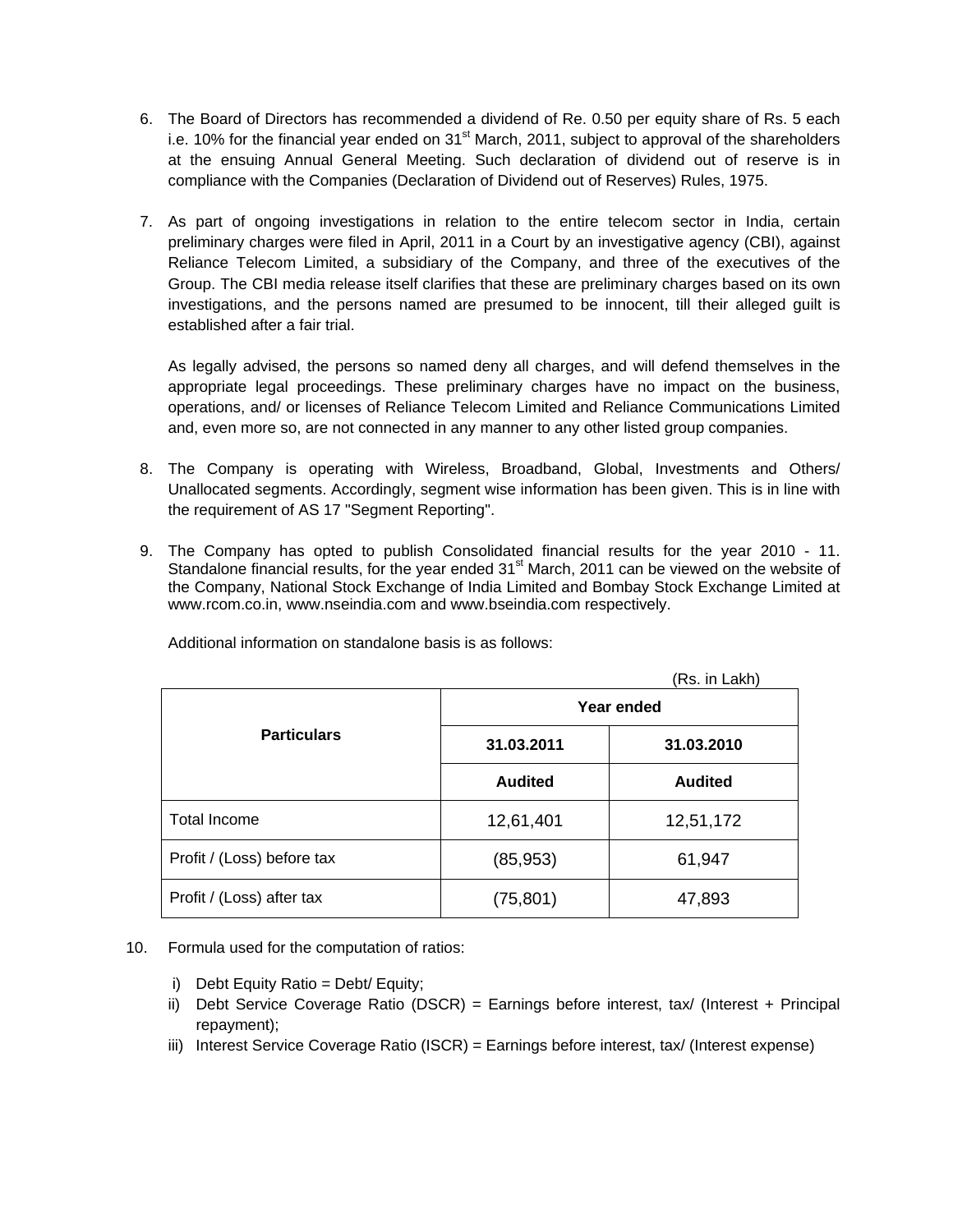6. The Board of Directors has recommended a dividend of Re. 0.50 per equity share of Rs. 5 each i.e. 10% for the financial year ended on 31st March, 2011, subject to approval of the shareholders at the ensuing Annual General Meeting. Such declaration of dividend out of reserve is in compliance with the Companies (Declaration of Dividend out of Reserves) Rules, 1975.

7. As part of ongoing investigations in relation to the entire telecom sector in India, certain preliminary charges were filed in April, 2011 in a Court by an investigative agency (CBI), against Reliance Telecom Limited, a subsidiary of the Company, and three of the executives of the Group. The CBI media release itself clarifies that these are preliminary charges based on its own investigations, and the persons named are presumed to be innocent, till their alleged guilt is established after a fair trial.

   As legally advised, the persons so named deny all charges, and will defend themselves in the appropriate legal proceedings. These preliminary charges have no impact on the business, operations, and/ or licenses of Reliance Telecom Limited and Reliance Communications Limited and, even more so, are not connected in any manner to any other listed group companies.

8. The Company is operating with Wireless, Broadband, Global, Investments and Others/ Unallocated segments. Accordingly, segment wise information has been given. This is in line with the requirement of AS 17 "Segment Reporting".

9. The Company has opted to publish Consolidated financial results for the year 2010 - 11. Standalone financial results, for the year ended 31st March, 2011 can be viewed on the website of the Company, National Stock Exchange of India Limited and Bombay Stock Exchange Limited at www.rcom.co.in, www.nseindia.com and www.bseindia.com respectively.

   Additional information on standalone basis is as follows:

   (Rs. in Lakh)

| Particulars | Year ended | |
|---|---|---|
| | 31.03.2011 | 31.03.2010 |
| | Audited | Audited |
| Total Income | 12,61,401 | 12,51,172 |
| Profit / (Loss) before tax | (85,953) | 61,947 |
| Profit / (Loss) after tax | (75,801) | 47,893 |

10. Formula used for the computation of ratios:

    i) Debt Equity Ratio = Debt/ Equity;
    ii) Debt Service Coverage Ratio (DSCR) = Earnings before interest, tax/ (Interest + Principal repayment);
    iii) Interest Service Coverage Ratio (ISCR) = Earnings before interest, tax/ (Interest expense)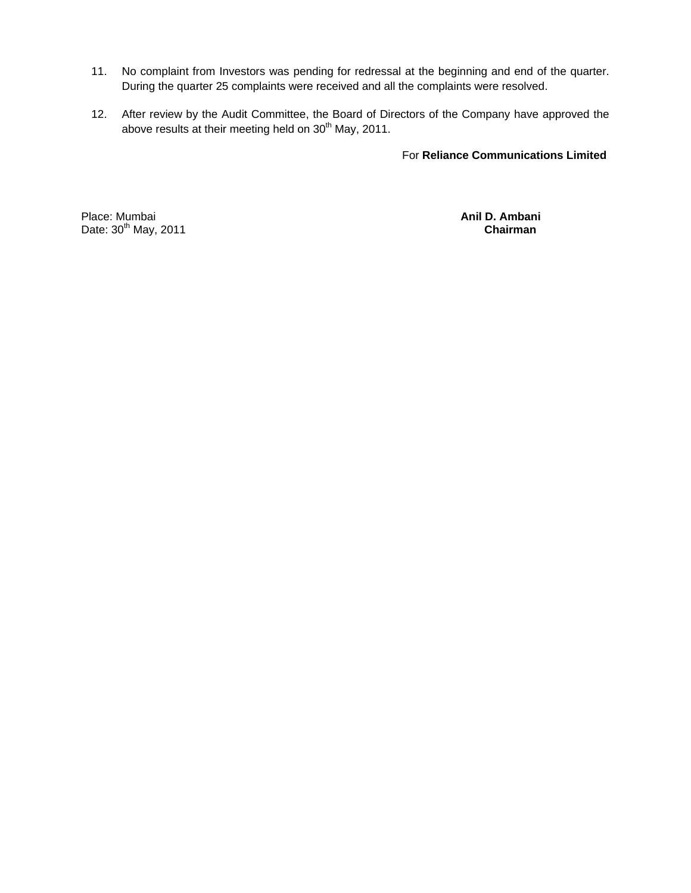11. No complaint from Investors was pending for redressal at the beginning and end of the quarter. During the quarter 25 complaints were received and all the complaints were resolved.

12. After review by the Audit Committee, the Board of Directors of the Company have approved the above results at their meeting held on 30th May, 2011.

For **Reliance Communications Limited**

Place: Mumbai
Date: 30th May, 2011

**Anil D. Ambani**
**Chairman**